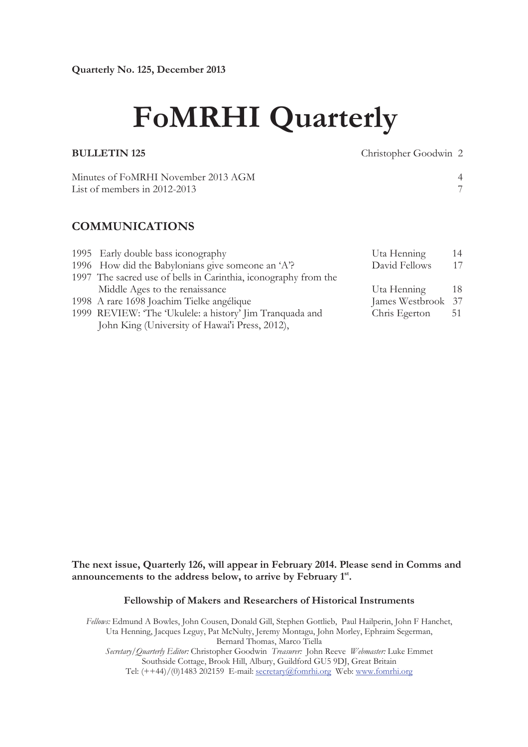**Quarterly No. 125, December 2013**

# FoMRHI Quarterly

| | | |
|---|---|---|
| **BULLETIN 125** | Christopher Goodwin | 2 |
| Minutes of FoMRHI November 2013 AGM | | 4 |
| List of members in 2012-2013 | | 7 |

## COMMUNICATIONS

| | | | |
|---|---|---|---|
| 1995 | Early double bass iconography | Uta Henning | 14 |
| 1996 | How did the Babylonians give someone an 'A'? | David Fellows | 17 |
| 1997 | The sacred use of bells in Carinthia, iconography from the Middle Ages to the renaissance | Uta Henning | 18 |
| 1998 | A rare 1698 Joachim Tielke angélique | James Westbrook | 37 |
| 1999 | REVIEW: 'The 'Ukulele: a history' Jim Tranquada and John King (University of Hawai'i Press, 2012), | Chris Egerton | 51 |

**The next issue, Quarterly 126, will appear in February 2014. Please send in Comms and announcements to the address below, to arrive by February 1st.**

**Fellowship of Makers and Researchers of Historical Instruments**

*Fellows:* Edmund A Bowles, John Cousen, Donald Gill, Stephen Gottlieb, Paul Hailperin, John F Hanchet, Uta Henning, Jacques Leguy, Pat McNulty, Jeremy Montagu, John Morley, Ephraim Segerman, Bernard Thomas, Marco Tiella

*Secretary/Quarterly Editor:* Christopher Goodwin *Treasurer:* John Reeve *Webmaster:* Luke Emmet

Southside Cottage, Brook Hill, Albury, Guildford GU5 9DJ, Great Britain

Tel: (++44)/(0)1483 202159 E-mail: secretary@fomrhi.org Web: www.fomrhi.org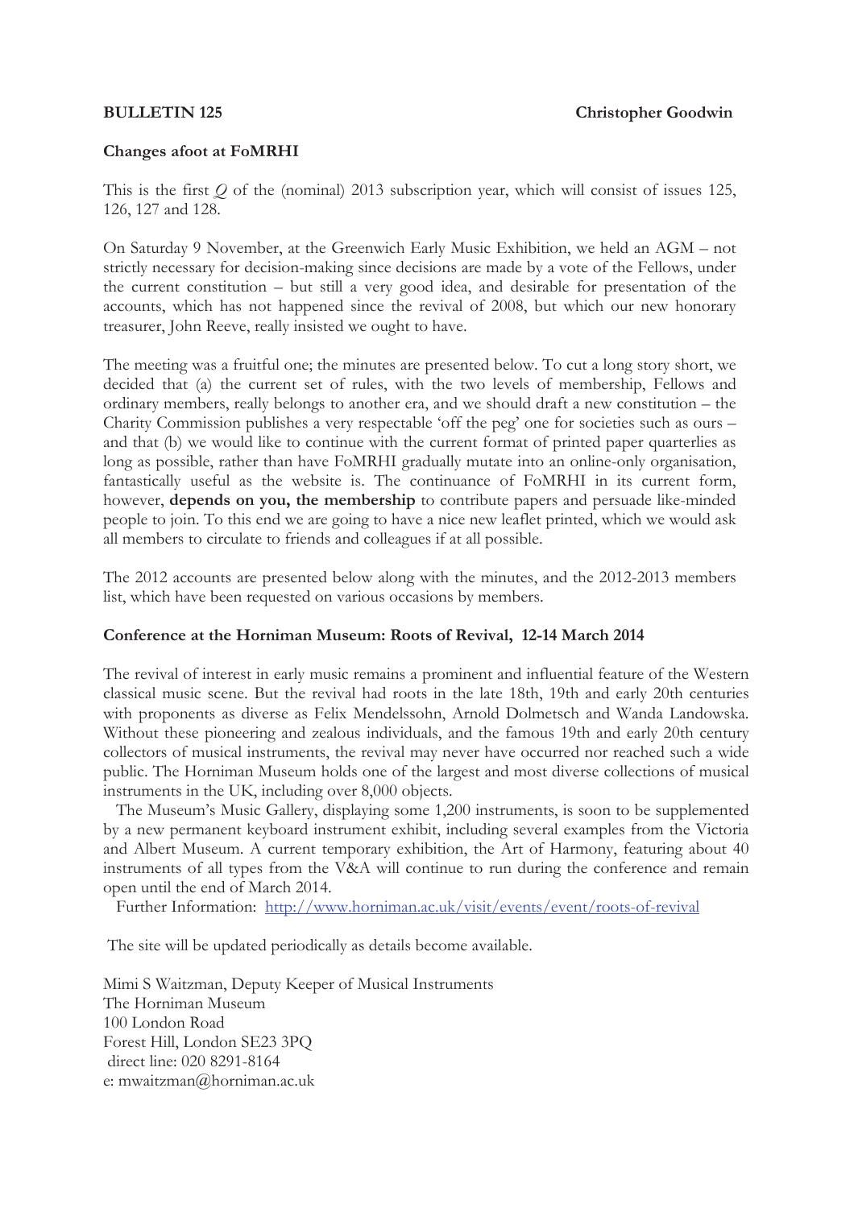**BULLETIN 125** **Christopher Goodwin**

**Changes afoot at FoMRHI**

This is the first *Q* of the (nominal) 2013 subscription year, which will consist of issues 125, 126, 127 and 128.

On Saturday 9 November, at the Greenwich Early Music Exhibition, we held an AGM – not strictly necessary for decision-making since decisions are made by a vote of the Fellows, under the current constitution – but still a very good idea, and desirable for presentation of the accounts, which has not happened since the revival of 2008, but which our new honorary treasurer, John Reeve, really insisted we ought to have.

The meeting was a fruitful one; the minutes are presented below. To cut a long story short, we decided that (a) the current set of rules, with the two levels of membership, Fellows and ordinary members, really belongs to another era, and we should draft a new constitution – the Charity Commission publishes a very respectable 'off the peg' one for societies such as ours – and that (b) we would like to continue with the current format of printed paper quarterlies as long as possible, rather than have FoMRHI gradually mutate into an online-only organisation, fantastically useful as the website is. The continuance of FoMRHI in its current form, however, **depends on you, the membership** to contribute papers and persuade like-minded people to join. To this end we are going to have a nice new leaflet printed, which we would ask all members to circulate to friends and colleagues if at all possible.

The 2012 accounts are presented below along with the minutes, and the 2012-2013 members list, which have been requested on various occasions by members.

**Conference at the Horniman Museum: Roots of Revival, 12-14 March 2014**

The revival of interest in early music remains a prominent and influential feature of the Western classical music scene. But the revival had roots in the late 18th, 19th and early 20th centuries with proponents as diverse as Felix Mendelssohn, Arnold Dolmetsch and Wanda Landowska. Without these pioneering and zealous individuals, and the famous 19th and early 20th century collectors of musical instruments, the revival may never have occurred nor reached such a wide public. The Horniman Museum holds one of the largest and most diverse collections of musical instruments in the UK, including over 8,000 objects.

The Museum's Music Gallery, displaying some 1,200 instruments, is soon to be supplemented by a new permanent keyboard instrument exhibit, including several examples from the Victoria and Albert Museum. A current temporary exhibition, the Art of Harmony, featuring about 40 instruments of all types from the V&A will continue to run during the conference and remain open until the end of March 2014.

Further Information: http://www.horniman.ac.uk/visit/events/event/roots-of-revival

The site will be updated periodically as details become available.

Mimi S Waitzman, Deputy Keeper of Musical Instruments
The Horniman Museum
100 London Road
Forest Hill, London SE23 3PQ
direct line: 020 8291-8164
e: mwaitzman@horniman.ac.uk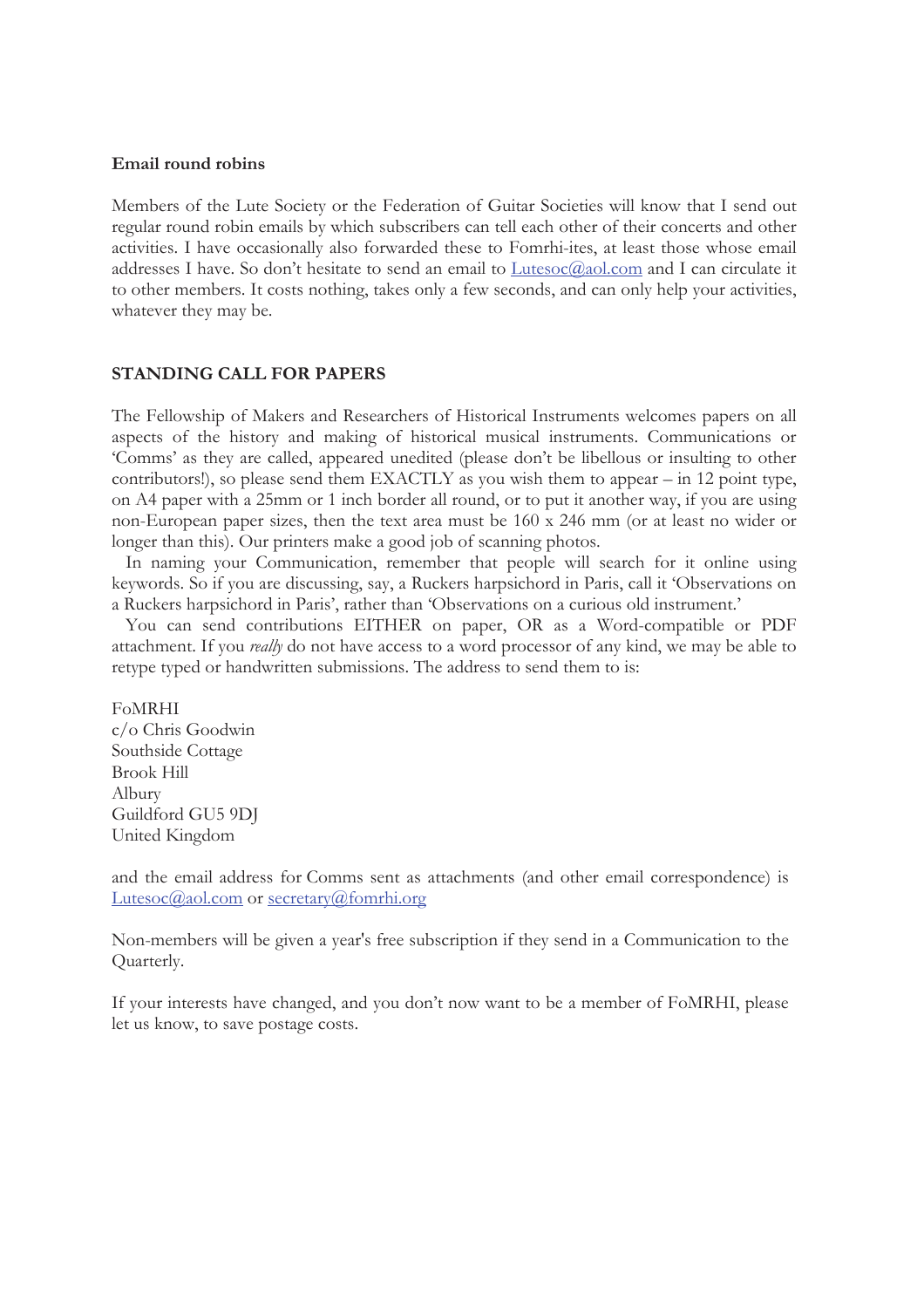**Email round robins**

Members of the Lute Society or the Federation of Guitar Societies will know that I send out regular round robin emails by which subscribers can tell each other of their concerts and other activities. I have occasionally also forwarded these to Fomrhi-ites, at least those whose email addresses I have. So don't hesitate to send an email to Lutesoc@aol.com and I can circulate it to other members. It costs nothing, takes only a few seconds, and can only help your activities, whatever they may be.

**STANDING CALL FOR PAPERS**

The Fellowship of Makers and Researchers of Historical Instruments welcomes papers on all aspects of the history and making of historical musical instruments. Communications or 'Comms' as they are called, appeared unedited (please don't be libellous or insulting to other contributors!), so please send them EXACTLY as you wish them to appear – in 12 point type, on A4 paper with a 25mm or 1 inch border all round, or to put it another way, if you are using non-European paper sizes, then the text area must be 160 x 246 mm (or at least no wider or longer than this). Our printers make a good job of scanning photos.

In naming your Communication, remember that people will search for it online using keywords. So if you are discussing, say, a Ruckers harpsichord in Paris, call it 'Observations on a Ruckers harpsichord in Paris', rather than 'Observations on a curious old instrument.'

You can send contributions EITHER on paper, OR as a Word-compatible or PDF attachment. If you *really* do not have access to a word processor of any kind, we may be able to retype typed or handwritten submissions. The address to send them to is:

FoMRHI
c/o Chris Goodwin
Southside Cottage
Brook Hill
Albury
Guildford GU5 9DJ
United Kingdom

and the email address for Comms sent as attachments (and other email correspondence) is Lutesoc@aol.com or secretary@fomrhi.org

Non-members will be given a year's free subscription if they send in a Communication to the Quarterly.

If your interests have changed, and you don't now want to be a member of FoMRHI, please let us know, to save postage costs.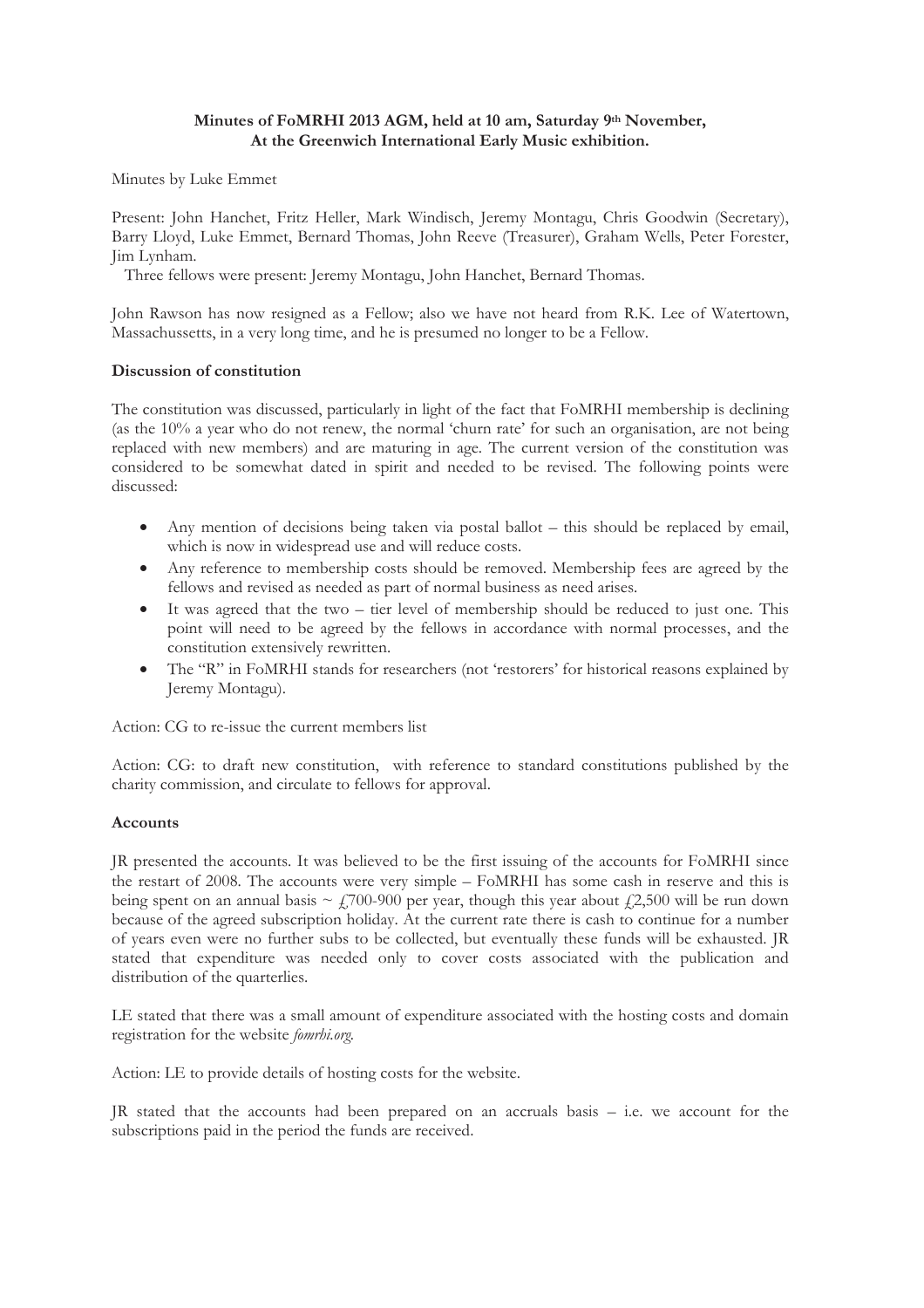**Minutes of FoMRHI 2013 AGM, held at 10 am, Saturday 9th November, At the Greenwich International Early Music exhibition.**

Minutes by Luke Emmet

Present: John Hanchet, Fritz Heller, Mark Windisch, Jeremy Montagu, Chris Goodwin (Secretary), Barry Lloyd, Luke Emmet, Bernard Thomas, John Reeve (Treasurer), Graham Wells, Peter Forester, Jim Lynham.

Three fellows were present: Jeremy Montagu, John Hanchet, Bernard Thomas.

John Rawson has now resigned as a Fellow; also we have not heard from R.K. Lee of Watertown, Massachussetts, in a very long time, and he is presumed no longer to be a Fellow.

**Discussion of constitution**

The constitution was discussed, particularly in light of the fact that FoMRHI membership is declining (as the 10% a year who do not renew, the normal 'churn rate' for such an organisation, are not being replaced with new members) and are maturing in age. The current version of the constitution was considered to be somewhat dated in spirit and needed to be revised. The following points were discussed:

- Any mention of decisions being taken via postal ballot – this should be replaced by email, which is now in widespread use and will reduce costs.
- Any reference to membership costs should be removed. Membership fees are agreed by the fellows and revised as needed as part of normal business as need arises.
- It was agreed that the two – tier level of membership should be reduced to just one. This point will need to be agreed by the fellows in accordance with normal processes, and the constitution extensively rewritten.
- The "R" in FoMRHI stands for researchers (not 'restorers' for historical reasons explained by Jeremy Montagu).

Action: CG to re-issue the current members list

Action: CG: to draft new constitution, with reference to standard constitutions published by the charity commission, and circulate to fellows for approval.

**Accounts**

JR presented the accounts. It was believed to be the first issuing of the accounts for FoMRHI since the restart of 2008. The accounts were very simple – FoMRHI has some cash in reserve and this is being spent on an annual basis ~ £700-900 per year, though this year about £2,500 will be run down because of the agreed subscription holiday. At the current rate there is cash to continue for a number of years even were no further subs to be collected, but eventually these funds will be exhausted. JR stated that expenditure was needed only to cover costs associated with the publication and distribution of the quarterlies.

LE stated that there was a small amount of expenditure associated with the hosting costs and domain registration for the website *fomrhi.org*.

Action: LE to provide details of hosting costs for the website.

JR stated that the accounts had been prepared on an accruals basis – i.e. we account for the subscriptions paid in the period the funds are received.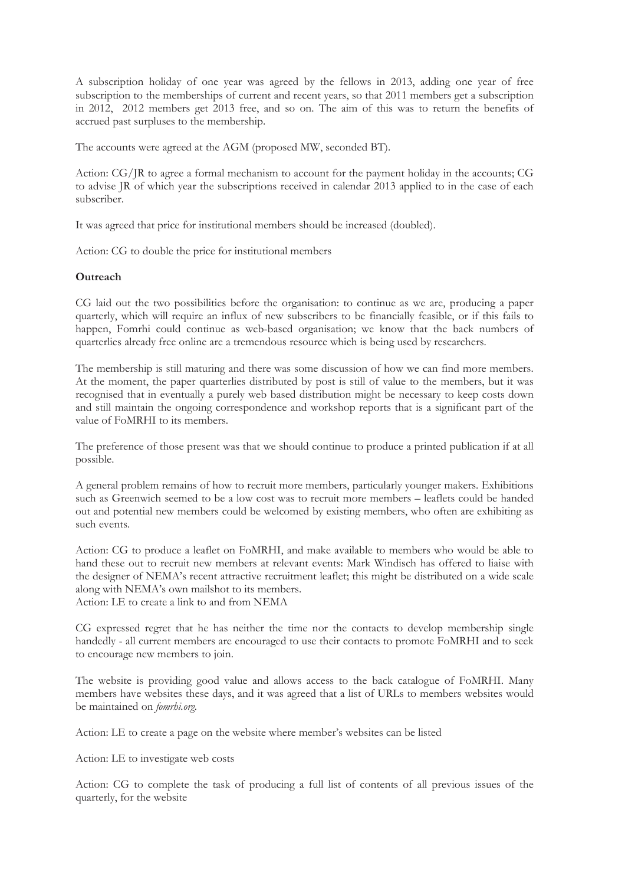A subscription holiday of one year was agreed by the fellows in 2013, adding one year of free subscription to the memberships of current and recent years, so that 2011 members get a subscription in 2012, 2012 members get 2013 free, and so on. The aim of this was to return the benefits of accrued past surpluses to the membership.

The accounts were agreed at the AGM (proposed MW, seconded BT).

Action: CG/JR to agree a formal mechanism to account for the payment holiday in the accounts; CG to advise JR of which year the subscriptions received in calendar 2013 applied to in the case of each subscriber.

It was agreed that price for institutional members should be increased (doubled).

Action: CG to double the price for institutional members

**Outreach**

CG laid out the two possibilities before the organisation: to continue as we are, producing a paper quarterly, which will require an influx of new subscribers to be financially feasible, or if this fails to happen, Fomrhi could continue as web-based organisation; we know that the back numbers of quarterlies already free online are a tremendous resource which is being used by researchers.

The membership is still maturing and there was some discussion of how we can find more members. At the moment, the paper quarterlies distributed by post is still of value to the members, but it was recognised that in eventually a purely web based distribution might be necessary to keep costs down and still maintain the ongoing correspondence and workshop reports that is a significant part of the value of FoMRHI to its members.

The preference of those present was that we should continue to produce a printed publication if at all possible.

A general problem remains of how to recruit more members, particularly younger makers. Exhibitions such as Greenwich seemed to be a low cost was to recruit more members – leaflets could be handed out and potential new members could be welcomed by existing members, who often are exhibiting as such events.

Action: CG to produce a leaflet on FoMRHI, and make available to members who would be able to hand these out to recruit new members at relevant events: Mark Windisch has offered to liaise with the designer of NEMA's recent attractive recruitment leaflet; this might be distributed on a wide scale along with NEMA's own mailshot to its members.
Action: LE to create a link to and from NEMA

CG expressed regret that he has neither the time nor the contacts to develop membership single handedly - all current members are encouraged to use their contacts to promote FoMRHI and to seek to encourage new members to join.

The website is providing good value and allows access to the back catalogue of FoMRHI. Many members have websites these days, and it was agreed that a list of URLs to members websites would be maintained on *fomrhi.org*.

Action: LE to create a page on the website where member's websites can be listed

Action: LE to investigate web costs

Action: CG to complete the task of producing a full list of contents of all previous issues of the quarterly, for the website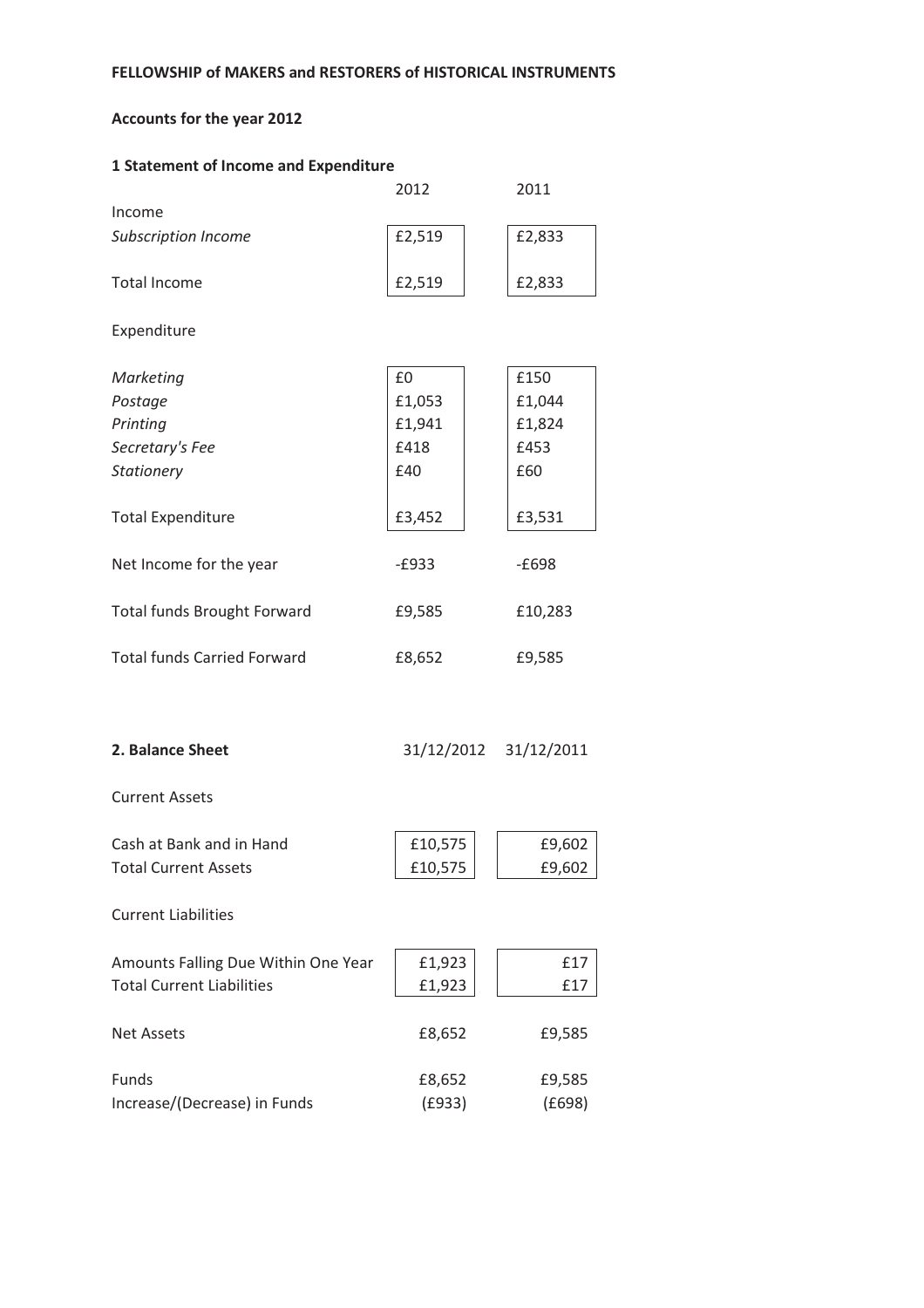**FELLOWSHIP of MAKERS and RESTORERS of HISTORICAL INSTRUMENTS**

**Accounts for the year 2012**

**1 Statement of Income and Expenditure**

| | 2012 | 2011 |
|---|---|---|
| Income | | |
| *Subscription Income* | £2,519 | £2,833 |
| Total Income | £2,519 | £2,833 |
| Expenditure | | |
| *Marketing* | £0 | £150 |
| *Postage* | £1,053 | £1,044 |
| *Printing* | £1,941 | £1,824 |
| *Secretary's Fee* | £418 | £453 |
| *Stationery* | £40 | £60 |
| Total Expenditure | £3,452 | £3,531 |
| Net Income for the year | -£933 | -£698 |
| Total funds Brought Forward | £9,585 | £10,283 |
| Total funds Carried Forward | £8,652 | £9,585 |

**2. Balance Sheet**

| | 31/12/2012 | 31/12/2011 |
|---|---|---|
| Current Assets | | |
| Cash at Bank and in Hand | £10,575 | £9,602 |
| Total Current Assets | £10,575 | £9,602 |
| Current Liabilities | | |
| Amounts Falling Due Within One Year | £1,923 | £17 |
| Total Current Liabilities | £1,923 | £17 |
| Net Assets | £8,652 | £9,585 |
| Funds | £8,652 | £9,585 |
| Increase/(Decrease) in Funds | (£933) | (£698) |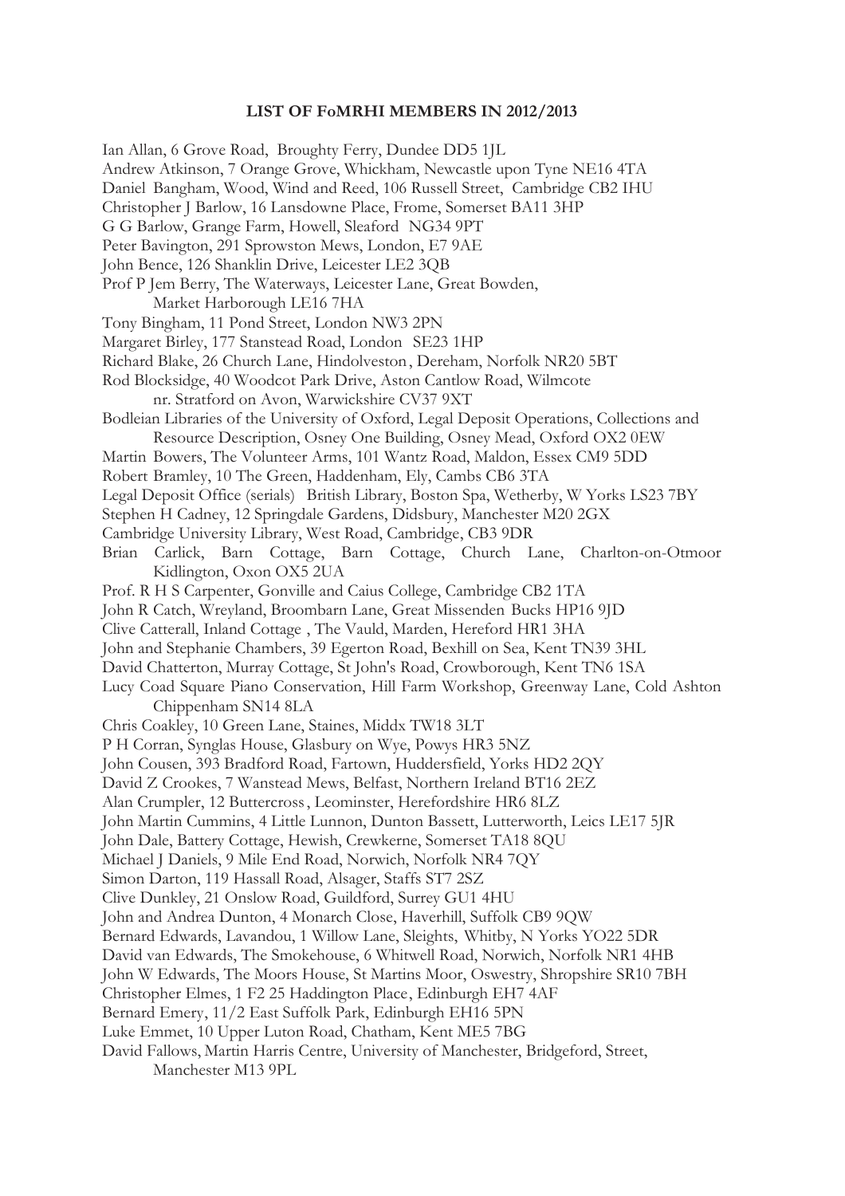**LIST OF FoMRHI MEMBERS IN 2012/2013**

Ian Allan, 6 Grove Road, Broughty Ferry, Dundee DD5 1JL
Andrew Atkinson, 7 Orange Grove, Whickham, Newcastle upon Tyne NE16 4TA
Daniel Bangham, Wood, Wind and Reed, 106 Russell Street, Cambridge CB2 IHU
Christopher J Barlow, 16 Lansdowne Place, Frome, Somerset BA11 3HP
G G Barlow, Grange Farm, Howell, Sleaford NG34 9PT
Peter Bavington, 291 Sprowston Mews, London, E7 9AE
John Bence, 126 Shanklin Drive, Leicester LE2 3QB
Prof P Jem Berry, The Waterways, Leicester Lane, Great Bowden,
    Market Harborough LE16 7HA
Tony Bingham, 11 Pond Street, London NW3 2PN
Margaret Birley, 177 Stanstead Road, London SE23 1HP
Richard Blake, 26 Church Lane, Hindolveston, Dereham, Norfolk NR20 5BT
Rod Blocksidge, 40 Woodcot Park Drive, Aston Cantlow Road, Wilmcote
    nr. Stratford on Avon, Warwickshire CV37 9XT
Bodleian Libraries of the University of Oxford, Legal Deposit Operations, Collections and
    Resource Description, Osney One Building, Osney Mead, Oxford OX2 0EW
Martin Bowers, The Volunteer Arms, 101 Wantz Road, Maldon, Essex CM9 5DD
Robert Bramley, 10 The Green, Haddenham, Ely, Cambs CB6 3TA
Legal Deposit Office (serials) British Library, Boston Spa, Wetherby, W Yorks LS23 7BY
Stephen H Cadney, 12 Springdale Gardens, Didsbury, Manchester M20 2GX
Cambridge University Library, West Road, Cambridge, CB3 9DR
Brian Carlick, Barn Cottage, Barn Cottage, Church Lane, Charlton-on-Otmoor
    Kidlington, Oxon OX5 2UA
Prof. R H S Carpenter, Gonville and Caius College, Cambridge CB2 1TA
John R Catch, Wreyland, Broombarn Lane, Great Missenden Bucks HP16 9JD
Clive Catterall, Inland Cottage , The Vauld, Marden, Hereford HR1 3HA
John and Stephanie Chambers, 39 Egerton Road, Bexhill on Sea, Kent TN39 3HL
David Chatterton, Murray Cottage, St John's Road, Crowborough, Kent TN6 1SA
Lucy Coad Square Piano Conservation, Hill Farm Workshop, Greenway Lane, Cold Ashton
    Chippenham SN14 8LA
Chris Coakley, 10 Green Lane, Staines, Middx TW18 3LT
P H Corran, Synglas House, Glasbury on Wye, Powys HR3 5NZ
John Cousen, 393 Bradford Road, Fartown, Huddersfield, Yorks HD2 2QY
David Z Crookes, 7 Wanstead Mews, Belfast, Northern Ireland BT16 2EZ
Alan Crumpler, 12 Buttercross, Leominster, Herefordshire HR6 8LZ
John Martin Cummins, 4 Little Lunnon, Dunton Bassett, Lutterworth, Leics LE17 5JR
John Dale, Battery Cottage, Hewish, Crewkerne, Somerset TA18 8QU
Michael J Daniels, 9 Mile End Road, Norwich, Norfolk NR4 7QY
Simon Darton, 119 Hassall Road, Alsager, Staffs ST7 2SZ
Clive Dunkley, 21 Onslow Road, Guildford, Surrey GU1 4HU
John and Andrea Dunton, 4 Monarch Close, Haverhill, Suffolk CB9 9QW
Bernard Edwards, Lavandou, 1 Willow Lane, Sleights, Whitby, N Yorks YO22 5DR
David van Edwards, The Smokehouse, 6 Whitwell Road, Norwich, Norfolk NR1 4HB
John W Edwards, The Moors House, St Martins Moor, Oswestry, Shropshire SR10 7BH
Christopher Elmes, 1 F2 25 Haddington Place, Edinburgh EH7 4AF
Bernard Emery, 11/2 East Suffolk Park, Edinburgh EH16 5PN
Luke Emmet, 10 Upper Luton Road, Chatham, Kent ME5 7BG
David Fallows, Martin Harris Centre, University of Manchester, Bridgeford, Street,
    Manchester M13 9PL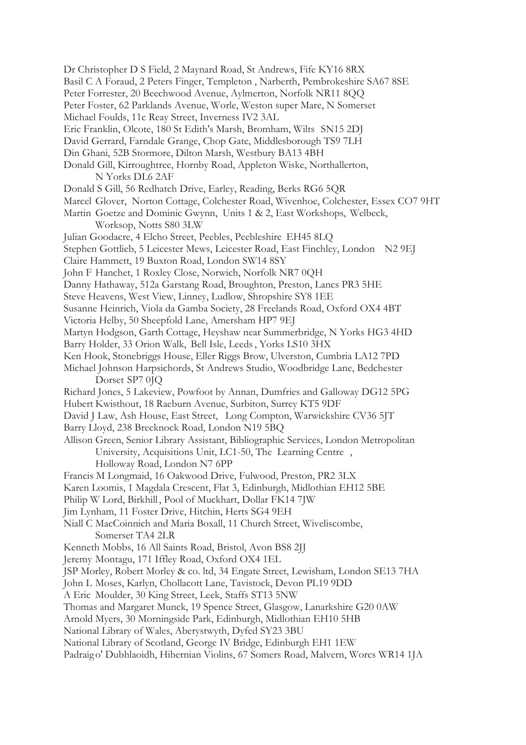Dr Christopher D S Field, 2 Maynard Road, St Andrews, Fife KY16 8RX
Basil C A Foraud, 2 Peters Finger, Templeton , Narberth, Pembrokeshire SA67 8SE
Peter Forrester, 20 Beechwood Avenue, Aylmerton, Norfolk NR11 8QQ
Peter Foster, 62 Parklands Avenue, Worle, Weston super Mare, N Somerset
Michael Foulds, 11c Reay Street, Inverness IV2 3AL
Eric Franklin, Olcote, 180 St Edith's Marsh, Bromham, Wilts SN15 2DJ
David Gerrard, Farndale Grange, Chop Gate, Middlesborough TS9 7LH
Din Ghani, 52B Stormore, Dilton Marsh, Westbury BA13 4BH
Donald Gill, Kirroughtree, Hornby Road, Appleton Wiske, Northallerton,
N Yorks DL6 2AF
Donald S Gill, 56 Redhatch Drive, Earley, Reading, Berks RG6 5QR
Marcel Glover, Norton Cottage, Colchester Road, Wivenhoe, Colchester, Essex CO7 9HT
Martin Goetze and Dominic Gwynn, Units 1 & 2, East Workshops, Welbeck,
Worksop, Notts S80 3LW
Julian Goodacre, 4 Elcho Street, Peebles, Peebleshire EH45 8LQ
Stephen Gottlieb, 5 Leicester Mews, Leicester Road, East Finchley, London N2 9EJ
Claire Hammett, 19 Buxton Road, London SW14 8SY
John F Hanchet, 1 Roxley Close, Norwich, Norfolk NR7 0QH
Danny Hathaway, 512a Garstang Road, Broughton, Preston, Lancs PR3 5HE
Steve Heavens, West View, Linney, Ludlow, Shropshire SY8 1EE
Susanne Heinrich, Viola da Gamba Society, 28 Freelands Road, Oxford OX4 4BT
Victoria Helby, 50 Sheepfold Lane, Amersham HP7 9EJ
Martyn Hodgson, Garth Cottage, Heyshaw near Summerbridge, N Yorks HG3 4HD
Barry Holder, 33 Orion Walk, Bell Isle, Leeds, Yorks LS10 3HX
Ken Hook, Stonebriggs House, Eller Riggs Brow, Ulverston, Cumbria LA12 7PD
Michael Johnson Harpsichords, St Andrews Studio, Woodbridge Lane, Bedchester
Dorset SP7 0JQ
Richard Jones, 5 Lakeview, Powfoot by Annan, Dumfries and Galloway DG12 5PG
Hubert Kwisthout, 18 Raeburn Avenue, Surbiton, Surrey KT5 9DF
David J Law, Ash House, East Street, Long Compton, Warwickshire CV36 5JT
Barry Lloyd, 238 Brecknock Road, London N19 5BQ
Allison Green, Senior Library Assistant, Bibliographic Services, London Metropolitan
University, Acquisitions Unit, LC1-50, The Learning Centre ,
Holloway Road, London N7 6PP
Francis M Longmaid, 16 Oakwood Drive, Fulwood, Preston, PR2 3LX
Karen Loomis, 1 Magdala Crescent, Flat 3, Edinburgh, Midlothian EH12 5BE
Philip W Lord, Birkhill, Pool of Muckhart, Dollar FK14 7JW
Jim Lynham, 11 Foster Drive, Hitchin, Herts SG4 9EH
Niall C MacCoinnich and Maria Boxall, 11 Church Street, Wiveliscombe,
Somerset TA4 2LR
Kenneth Mobbs, 16 All Saints Road, Bristol, Avon BS8 2JJ
Jeremy Montagu, 171 Iffley Road, Oxford OX4 1EL
JSP Morley, Robert Morley & co. ltd, 34 Engate Street, Lewisham, London SE13 7HA
John L Moses, Karlyn, Chollacott Lane, Tavistock, Devon PL19 9DD
A Eric Moulder, 30 King Street, Leek, Staffs ST13 5NW
Thomas and Margaret Munck, 19 Spence Street, Glasgow, Lanarkshire G20 0AW
Arnold Myers, 30 Morningside Park, Edinburgh, Midlothian EH10 5HB
National Library of Wales, Aberystwyth, Dyfed SY23 3BU
National Library of Scotland, George IV Bridge, Edinburgh EH1 1EW
Padraig o' Dubhlaoidh, Hibernian Violins, 67 Somers Road, Malvern, Worcs WR14 1JA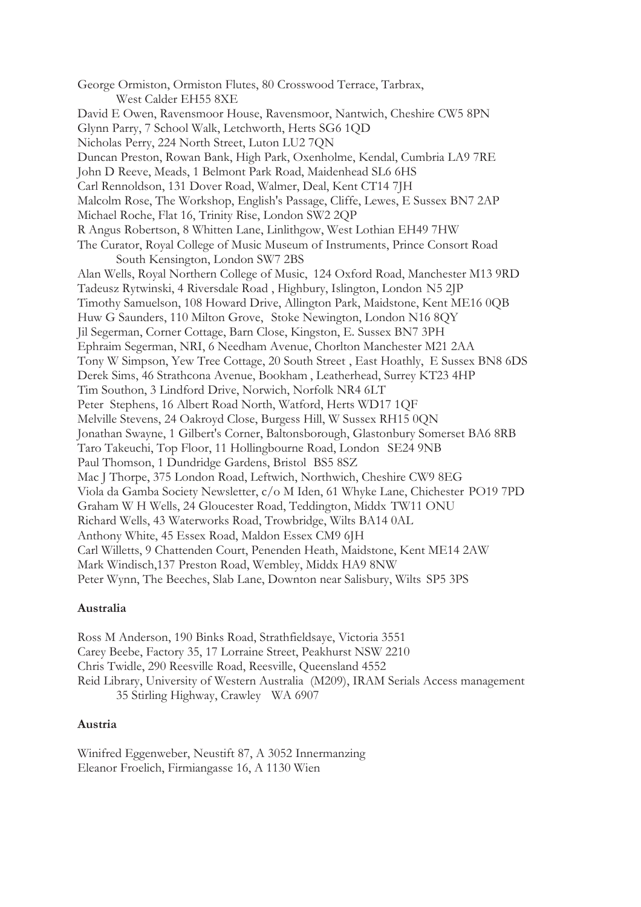George Ormiston, Ormiston Flutes, 80 Crosswood Terrace, Tarbrax,
West Calder EH55 8XE
David E Owen, Ravensmoor House, Ravensmoor, Nantwich, Cheshire CW5 8PN
Glynn Parry, 7 School Walk, Letchworth, Herts SG6 1QD
Nicholas Perry, 224 North Street, Luton LU2 7QN
Duncan Preston, Rowan Bank, High Park, Oxenholme, Kendal, Cumbria LA9 7RE
John D Reeve, Meads, 1 Belmont Park Road, Maidenhead SL6 6HS
Carl Rennoldson, 131 Dover Road, Walmer, Deal, Kent CT14 7JH
Malcolm Rose, The Workshop, English's Passage, Cliffe, Lewes, E Sussex BN7 2AP
Michael Roche, Flat 16, Trinity Rise, London SW2 2QP
R Angus Robertson, 8 Whitten Lane, Linlithgow, West Lothian EH49 7HW
The Curator, Royal College of Music Museum of Instruments, Prince Consort Road
South Kensington, London SW7 2BS
Alan Wells, Royal Northern College of Music, 124 Oxford Road, Manchester M13 9RD
Tadeusz Rytwinski, 4 Riversdale Road , Highbury, Islington, London N5 2JP
Timothy Samuelson, 108 Howard Drive, Allington Park, Maidstone, Kent ME16 0QB
Huw G Saunders, 110 Milton Grove, Stoke Newington, London N16 8QY
Jil Segerman, Corner Cottage, Barn Close, Kingston, E. Sussex BN7 3PH
Ephraim Segerman, NRI, 6 Needham Avenue, Chorlton Manchester M21 2AA
Tony W Simpson, Yew Tree Cottage, 20 South Street , East Hoathly, E Sussex BN8 6DS
Derek Sims, 46 Strathcona Avenue, Bookham , Leatherhead, Surrey KT23 4HP
Tim Southon, 3 Lindford Drive, Norwich, Norfolk NR4 6LT
Peter Stephens, 16 Albert Road North, Watford, Herts WD17 1QF
Melville Stevens, 24 Oakroyd Close, Burgess Hill, W Sussex RH15 0QN
Jonathan Swayne, 1 Gilbert's Corner, Baltonsborough, Glastonbury Somerset BA6 8RB
Taro Takeuchi, Top Floor, 11 Hollingbourne Road, London SE24 9NB
Paul Thomson, 1 Dundridge Gardens, Bristol BS5 8SZ
Mac J Thorpe, 375 London Road, Leftwich, Northwich, Cheshire CW9 8EG
Viola da Gamba Society Newsletter, c/o M Iden, 61 Whyke Lane, Chichester PO19 7PD
Graham W H Wells, 24 Gloucester Road, Teddington, Middx TW11 ONU
Richard Wells, 43 Waterworks Road, Trowbridge, Wilts BA14 0AL
Anthony White, 45 Essex Road, Maldon Essex CM9 6JH
Carl Willetts, 9 Chattenden Court, Penenden Heath, Maidstone, Kent ME14 2AW
Mark Windisch,137 Preston Road, Wembley, Middx HA9 8NW
Peter Wynn, The Beeches, Slab Lane, Downton near Salisbury, Wilts SP5 3PS

**Australia**

Ross M Anderson, 190 Binks Road, Strathfieldsaye, Victoria 3551
Carey Beebe, Factory 35, 17 Lorraine Street, Peakhurst NSW 2210
Chris Twidle, 290 Reesville Road, Reesville, Queensland 4552
Reid Library, University of Western Australia (M209), IRAM Serials Access management
35 Stirling Highway, Crawley WA 6907

**Austria**

Winifred Eggenweber, Neustift 87, A 3052 Innermanzing
Eleanor Froelich, Firmiangasse 16, A 1130 Wien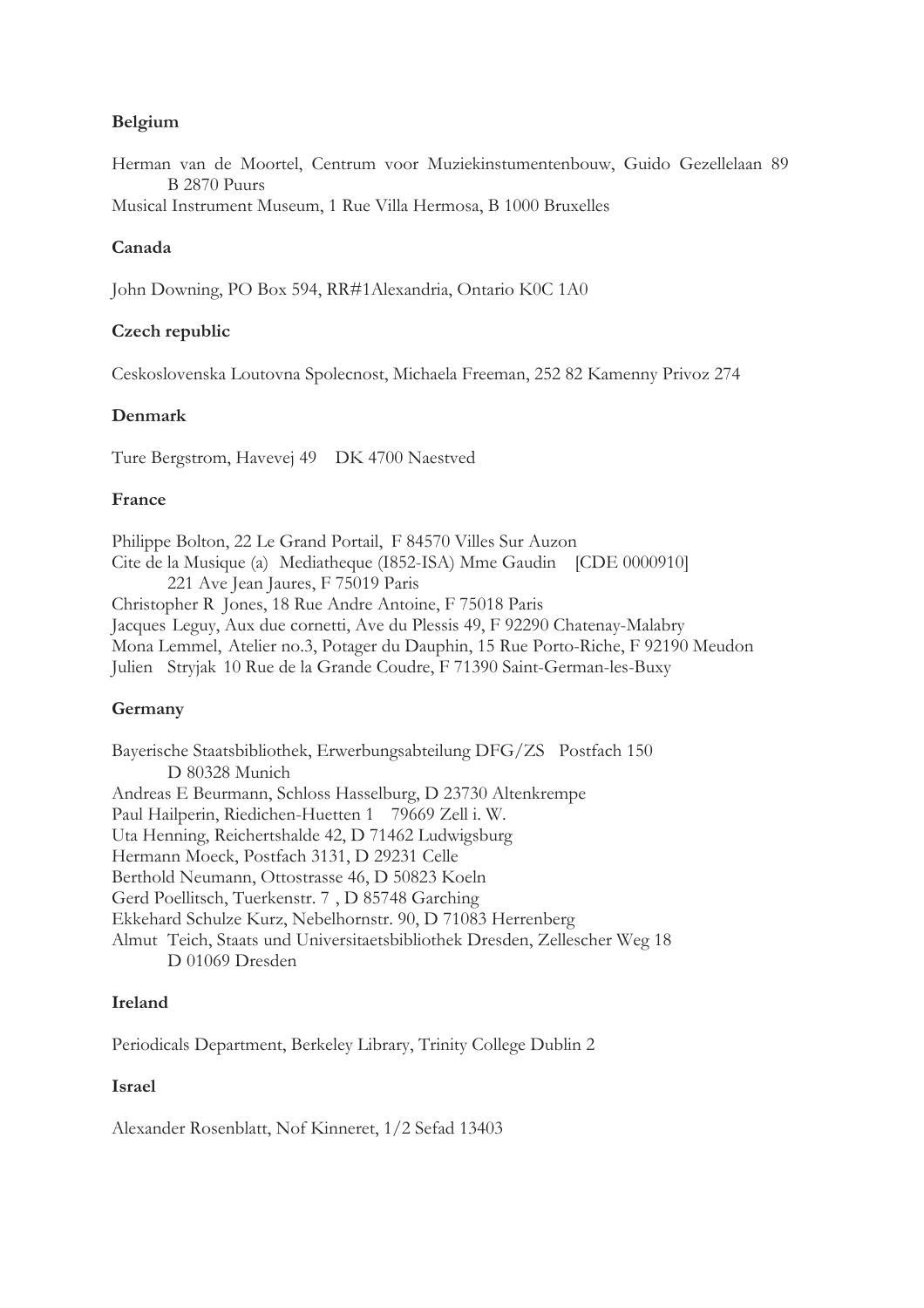**Belgium**

Herman van de Moortel, Centrum voor Muziekinstumentenbouw, Guido Gezellelaan 89
B 2870 Puurs
Musical Instrument Museum, 1 Rue Villa Hermosa, B 1000 Bruxelles

**Canada**

John Downing, PO Box 594, RR#1Alexandria, Ontario K0C 1A0

**Czech republic**

Ceskoslovenska Loutovna Spolecnost, Michaela Freeman, 252 82 Kamenny Privoz 274

**Denmark**

Ture Bergstrom, Havevej 49 DK 4700 Naestved

**France**

Philippe Bolton, 22 Le Grand Portail, F 84570 Villes Sur Auzon
Cite de la Musique (a) Mediatheque (I852-ISA) Mme Gaudin [CDE 0000910]
221 Ave Jean Jaures, F 75019 Paris
Christopher R Jones, 18 Rue Andre Antoine, F 75018 Paris
Jacques Leguy, Aux due cornetti, Ave du Plessis 49, F 92290 Chatenay-Malabry
Mona Lemmel, Atelier no.3, Potager du Dauphin, 15 Rue Porto-Riche, F 92190 Meudon
Julien Stryjak 10 Rue de la Grande Coudre, F 71390 Saint-German-les-Buxy

**Germany**

Bayerische Staatsbibliothek, Erwerbungsabteilung DFG/ZS Postfach 150
D 80328 Munich
Andreas E Beurmann, Schloss Hasselburg, D 23730 Altenkrempe
Paul Hailperin, Riedichen-Huetten 1 79669 Zell i. W.
Uta Henning, Reichertshalde 42, D 71462 Ludwigsburg
Hermann Moeck, Postfach 3131, D 29231 Celle
Berthold Neumann, Ottostrasse 46, D 50823 Koeln
Gerd Poellitsch, Tuerkenstr. 7 , D 85748 Garching
Ekkehard Schulze Kurz, Nebelhornstr. 90, D 71083 Herrenberg
Almut Teich, Staats und Universitaetsbibliothek Dresden, Zellescher Weg 18
D 01069 Dresden

**Ireland**

Periodicals Department, Berkeley Library, Trinity College Dublin 2

**Israel**

Alexander Rosenblatt, Nof Kinneret, 1/2 Sefad 13403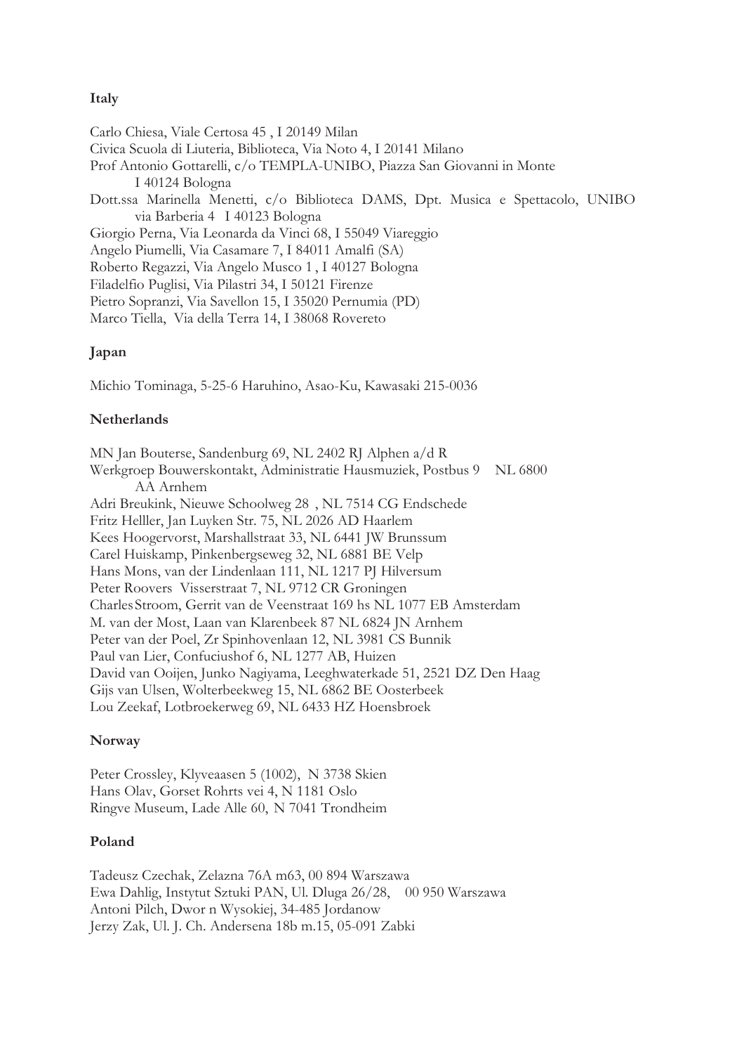**Italy**

Carlo Chiesa, Viale Certosa 45 , I 20149 Milan
Civica Scuola di Liuteria, Biblioteca, Via Noto 4, I 20141 Milano
Prof Antonio Gottarelli, c/o TEMPLA-UNIBO, Piazza San Giovanni in Monte
I 40124 Bologna
Dott.ssa Marinella Menetti, c/o Biblioteca DAMS, Dpt. Musica e Spettacolo, UNIBO
via Barberia 4 I 40123 Bologna
Giorgio Perna, Via Leonarda da Vinci 68, I 55049 Viareggio
Angelo Piumelli, Via Casamare 7, I 84011 Amalfi (SA)
Roberto Regazzi, Via Angelo Musco 1 , I 40127 Bologna
Filadelfio Puglisi, Via Pilastri 34, I 50121 Firenze
Pietro Sopranzi, Via Savellon 15, I 35020 Pernumia (PD)
Marco Tiella, Via della Terra 14, I 38068 Rovereto

**Japan**

Michio Tominaga, 5-25-6 Haruhino, Asao-Ku, Kawasaki 215-0036

**Netherlands**

MN Jan Bouterse, Sandenburg 69, NL 2402 RJ Alphen a/d R
Werkgroep Bouwerskontakt, Administratie Hausmuziek, Postbus 9 NL 6800
AA Arnhem
Adri Breukink, Nieuwe Schoolweg 28 , NL 7514 CG Endschede
Fritz Helller, Jan Luyken Str. 75, NL 2026 AD Haarlem
Kees Hoogervorst, Marshallstraat 33, NL 6441 JW Brunssum
Carel Huiskamp, Pinkenbergseweg 32, NL 6881 BE Velp
Hans Mons, van der Lindenlaan 111, NL 1217 PJ Hilversum
Peter Roovers Visserstraat 7, NL 9712 CR Groningen
Charles Stroom, Gerrit van de Veenstraat 169 hs NL 1077 EB Amsterdam
M. van der Most, Laan van Klarenbeek 87 NL 6824 JN Arnhem
Peter van der Poel, Zr Spinhovenlaan 12, NL 3981 CS Bunnik
Paul van Lier, Confuciushof 6, NL 1277 AB, Huizen
David van Ooijen, Junko Nagiyama, Leeghwaterkade 51, 2521 DZ Den Haag
Gijs van Ulsen, Wolterbeekweg 15, NL 6862 BE Oosterbeek
Lou Zeekaf, Lotbroekerweg 69, NL 6433 HZ Hoensbroek

**Norway**

Peter Crossley, Klyveaasen 5 (1002), N 3738 Skien
Hans Olav, Gorset Rohrts vei 4, N 1181 Oslo
Ringve Museum, Lade Alle 60, N 7041 Trondheim

**Poland**

Tadeusz Czechak, Zelazna 76A m63, 00 894 Warszawa
Ewa Dahlig, Instytut Sztuki PAN, Ul. Dluga 26/28, 00 950 Warszawa
Antoni Pilch, Dwor n Wysokiej, 34-485 Jordanow
Jerzy Zak, Ul. J. Ch. Andersena 18b m.15, 05-091 Zabki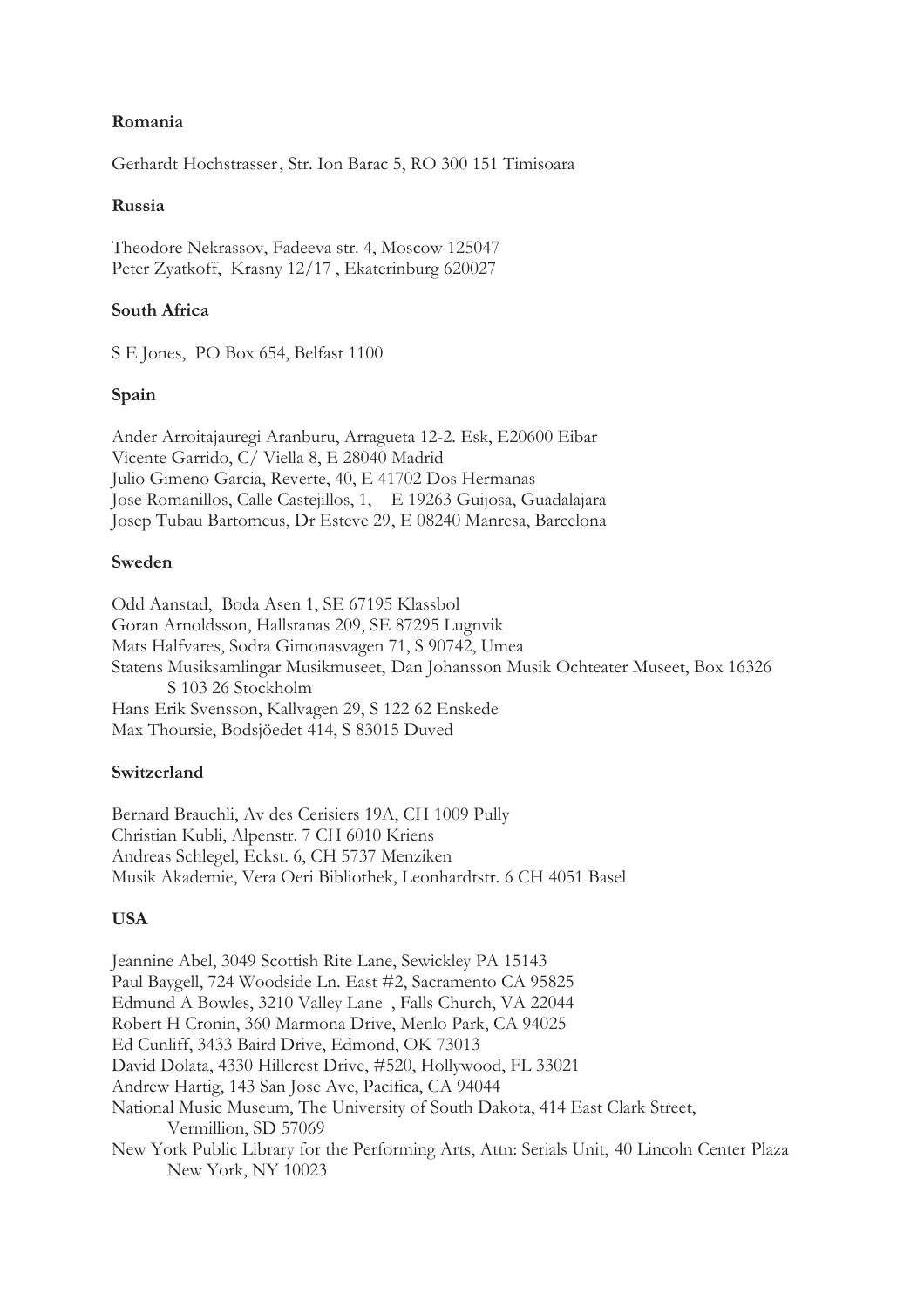**Romania**

Gerhardt Hochstrasser, Str. Ion Barac 5, RO 300 151 Timisoara

**Russia**

Theodore Nekrassov, Fadeeva str. 4, Moscow 125047
Peter Zyatkoff, Krasny 12/17 , Ekaterinburg 620027

**South Africa**

S E Jones, PO Box 654, Belfast 1100

**Spain**

Ander Arroitajauregi Aranburu, Arragueta 12-2. Esk, E20600 Eibar
Vicente Garrido, C/ Viella 8, E 28040 Madrid
Julio Gimeno Garcia, Reverte, 40, E 41702 Dos Hermanas
Jose Romanillos, Calle Castejillos, 1, E 19263 Guijosa, Guadalajara
Josep Tubau Bartomeus, Dr Esteve 29, E 08240 Manresa, Barcelona

**Sweden**

Odd Aanstad, Boda Asen 1, SE 67195 Klassbol
Goran Arnoldsson, Hallstanas 209, SE 87295 Lugnvik
Mats Halfvares, Sodra Gimonasvagen 71, S 90742, Umea
Statens Musiksamlingar Musikmuseet, Dan Johansson Musik Ochteater Museet, Box 16326
S 103 26 Stockholm
Hans Erik Svensson, Kallvagen 29, S 122 62 Enskede
Max Thoursie, Bodsjöedet 414, S 83015 Duved

**Switzerland**

Bernard Brauchli, Av des Cerisiers 19A, CH 1009 Pully
Christian Kubli, Alpenstr. 7 CH 6010 Kriens
Andreas Schlegel, Eckst. 6, CH 5737 Menziken
Musik Akademie, Vera Oeri Bibliothek, Leonhardtstr. 6 CH 4051 Basel

**USA**

Jeannine Abel, 3049 Scottish Rite Lane, Sewickley PA 15143
Paul Baygell, 724 Woodside Ln. East #2, Sacramento CA 95825
Edmund A Bowles, 3210 Valley Lane , Falls Church, VA 22044
Robert H Cronin, 360 Marmona Drive, Menlo Park, CA 94025
Ed Cunliff, 3433 Baird Drive, Edmond, OK 73013
David Dolata, 4330 Hillcrest Drive, #520, Hollywood, FL 33021
Andrew Hartig, 143 San Jose Ave, Pacifica, CA 94044
National Music Museum, The University of South Dakota, 414 East Clark Street,
Vermillion, SD 57069
New York Public Library for the Performing Arts, Attn: Serials Unit, 40 Lincoln Center Plaza
New York, NY 10023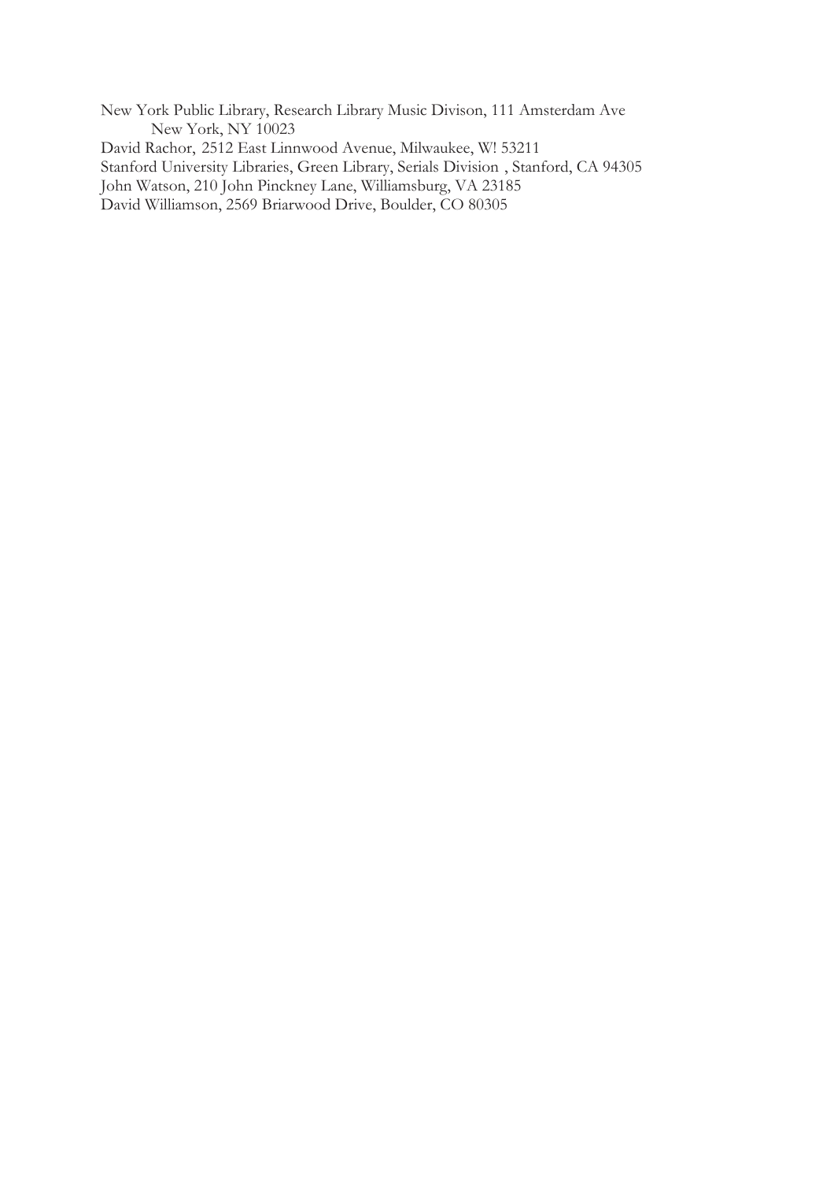New York Public Library, Research Library Music Divison, 111 Amsterdam Ave
New York, NY 10023
David Rachor, 2512 East Linnwood Avenue, Milwaukee, W! 53211
Stanford University Libraries, Green Library, Serials Division , Stanford, CA 94305
John Watson, 210 John Pinckney Lane, Williamsburg, VA 23185
David Williamson, 2569 Briarwood Drive, Boulder, CO 80305